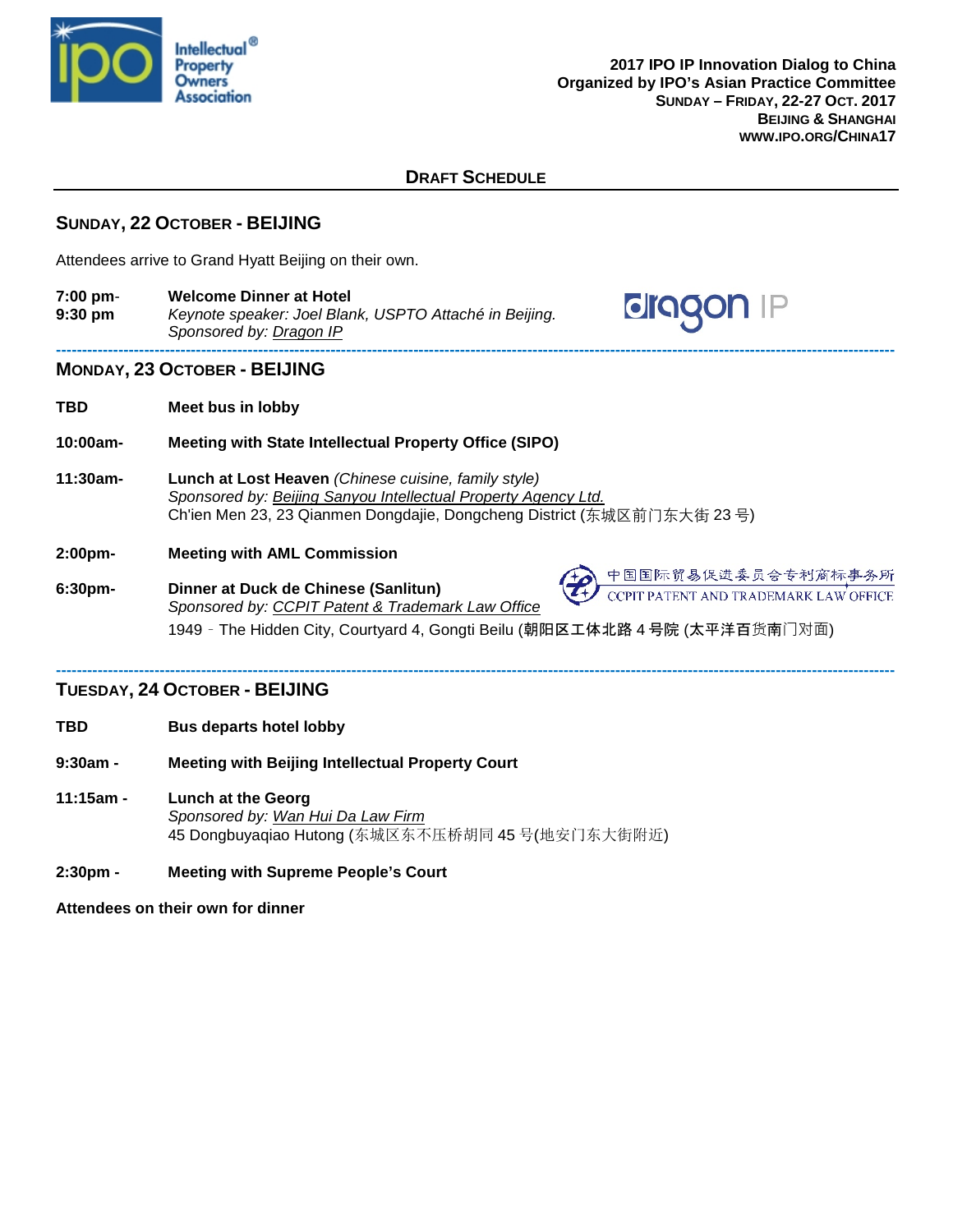**2017 IPO IP Innovation Dialog to China**
**Organized by IPO's Asian Practice Committee**
**SUNDAY – FRIDAY, 22-27 OCT. 2017**
**BEIJING & SHANGHAI**
**WWW.IPO.ORG/CHINA17**

## DRAFT SCHEDULE

### SUNDAY, 22 OCTOBER - BEIJING

Attendees arrive to Grand Hyatt Beijing on their own.

**7:00 pm- 9:30 pm** — **Welcome Dinner at Hotel**
*Keynote speaker: Joel Blank, USPTO Attaché in Beijing.*
*Sponsored by: Dragon IP*

---

### MONDAY, 23 OCTOBER - BEIJING

**TBD** — **Meet bus in lobby**

**10:00am-** — **Meeting with State Intellectual Property Office (SIPO)**

**11:30am-** — **Lunch at Lost Heaven** *(Chinese cuisine, family style)*
*Sponsored by: Beijing Sanyou Intellectual Property Agency Ltd.*
Ch'ien Men 23, 23 Qianmen Dongdajie, Dongcheng District (东城区前门东大街 23 号)

**2:00pm-** — **Meeting with AML Commission**

**6:30pm-** — **Dinner at Duck de Chinese (Sanlitun)**
*Sponsored by: CCPIT Patent & Trademark Law Office*
1949 - The Hidden City, Courtyard 4, Gongti Beilu (朝阳区工体北路 4 号院 (太平洋百货南门对面)

---

### TUESDAY, 24 OCTOBER - BEIJING

**TBD** — **Bus departs hotel lobby**

**9:30am -** — **Meeting with Beijing Intellectual Property Court**

**11:15am -** — **Lunch at the Georg**
*Sponsored by: Wan Hui Da Law Firm*
45 Dongbuyaqiao Hutong (东城区东不压桥胡同 45 号(地安门东大街附近)

**2:30pm -** — **Meeting with Supreme People's Court**

**Attendees on their own for dinner**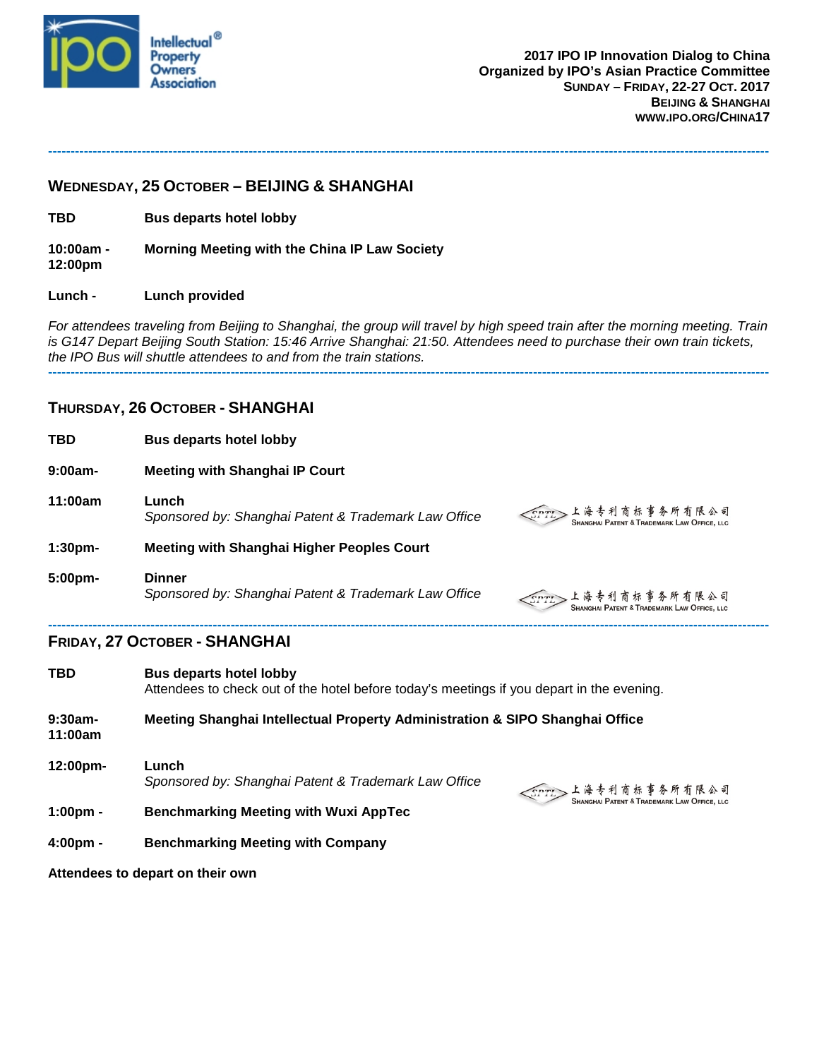2017 IPO IP Innovation Dialog to China
Organized by IPO's Asian Practice Committee
SUNDAY – FRIDAY, 22-27 OCT. 2017
BEIJING & SHANGHAI
WWW.IPO.ORG/CHINA17

---

## WEDNESDAY, 25 OCTOBER – BEIJING & SHANGHAI

**TBD** **Bus departs hotel lobby**

**10:00am - 12:00pm** **Morning Meeting with the China IP Law Society**

**Lunch -** **Lunch provided**

*For attendees traveling from Beijing to Shanghai, the group will travel by high speed train after the morning meeting. Train is G147 Depart Beijing South Station: 15:46 Arrive Shanghai: 21:50. Attendees need to purchase their own train tickets, the IPO Bus will shuttle attendees to and from the train stations.*

---

## THURSDAY, 26 OCTOBER - SHANGHAI

**TBD** **Bus departs hotel lobby**

**9:00am-** **Meeting with Shanghai IP Court**

**11:00am** **Lunch**
*Sponsored by: Shanghai Patent & Trademark Law Office*

上海专利商标事务所有限公司
SHANGHAI PATENT & TRADEMARK LAW OFFICE, LLC

**1:30pm-** **Meeting with Shanghai Higher Peoples Court**

**5:00pm-** **Dinner**
*Sponsored by: Shanghai Patent & Trademark Law Office*

上海专利商标事务所有限公司
SHANGHAI PATENT & TRADEMARK LAW OFFICE, LLC

---

## FRIDAY, 27 OCTOBER - SHANGHAI

**TBD** **Bus departs hotel lobby**
Attendees to check out of the hotel before today's meetings if you depart in the evening.

**9:30am- 11:00am** **Meeting Shanghai Intellectual Property Administration & SIPO Shanghai Office**

**12:00pm-** **Lunch**
*Sponsored by: Shanghai Patent & Trademark Law Office*

上海专利商标事务所有限公司
SHANGHAI PATENT & TRADEMARK LAW OFFICE, LLC

**1:00pm -** **Benchmarking Meeting with Wuxi AppTec**

**4:00pm -** **Benchmarking Meeting with Company**

**Attendees to depart on their own**